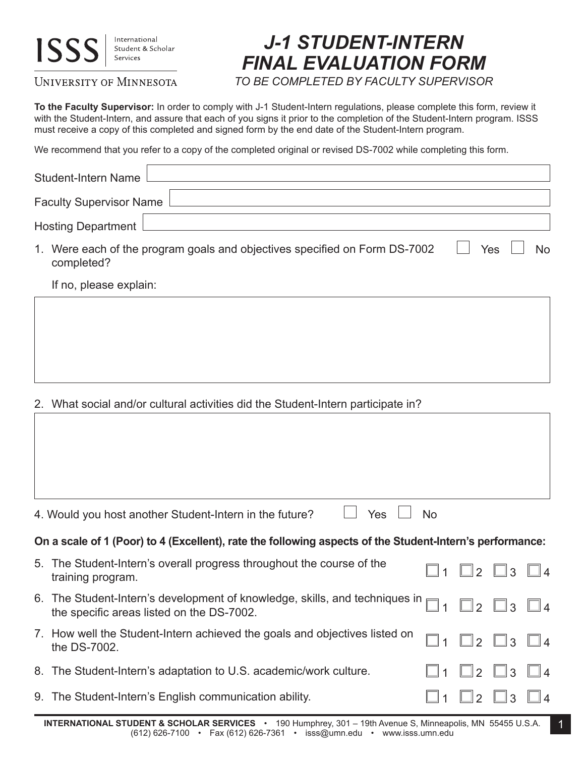ISSS International Student & Scholar Services

UNIVERSITY OF MINNESOTA

# J-1 STUDENT-INTERN FINAL EVALUATION FORM

*TO BE COMPLETED BY FACULTY SUPERVISOR*

**To the Faculty Supervisor:** In order to comply with J-1 Student-Intern regulations, please complete this form, review it with the Student-Intern, and assure that each of you signs it prior to the completion of the Student-Intern program. ISSS must receive a copy of this completed and signed form by the end date of the Student-Intern program.

We recommend that you refer to a copy of the completed original or revised DS-7002 while completing this form.

Student-Intern Name ____________________

Faculty Supervisor Name ____________________

Hosting Department ____________________

1. Were each of the program goals and objectives specified on Form DS-7002 completed? ☐ Yes ☐ No

   If no, please explain:

2. What social and/or cultural activities did the Student-Intern participate in?

4. Would you host another Student-Intern in the future? ☐ Yes ☐ No

**On a scale of 1 (Poor) to 4 (Excellent), rate the following aspects of the Student-Intern's performance:**

5. The Student-Intern's overall progress throughout the course of the training program. ☐ 1 ☐ 2 ☐ 3 ☐ 4
6. The Student-Intern's development of knowledge, skills, and techniques in the specific areas listed on the DS-7002. ☐ 1 ☐ 2 ☐ 3 ☐ 4
7. How well the Student-Intern achieved the goals and objectives listed on the DS-7002. ☐ 1 ☐ 2 ☐ 3 ☐ 4
8. The Student-Intern's adaptation to U.S. academic/work culture. ☐ 1 ☐ 2 ☐ 3 ☐ 4
9. The Student-Intern's English communication ability. ☐ 1 ☐ 2 ☐ 3 ☐ 4

**INTERNATIONAL STUDENT & SCHOLAR SERVICES** • 190 Humphrey, 301 – 19th Avenue S, Minneapolis, MN 55455 U.S.A. (612) 626-7100 • Fax (612) 626-7361 • isss@umn.edu • www.isss.umn.edu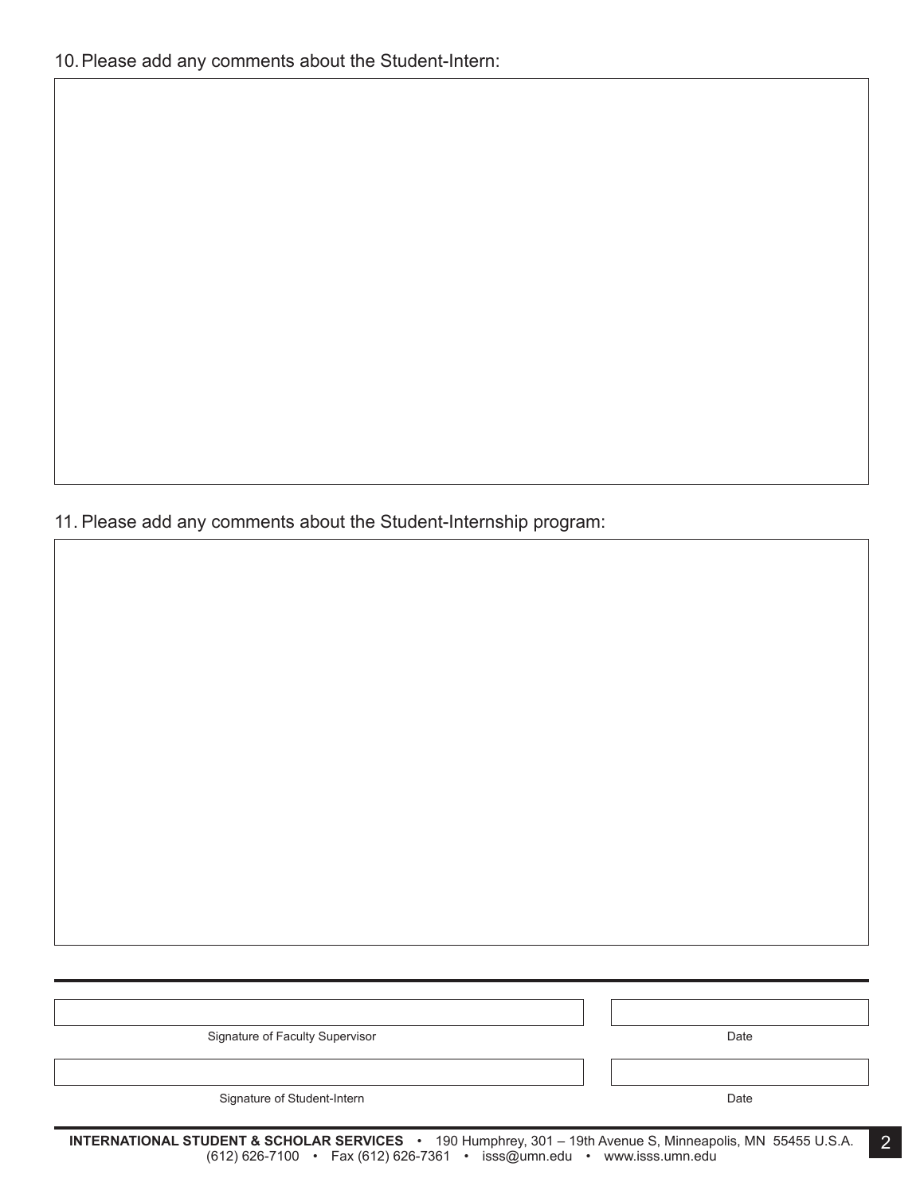10. Please add any comments about the Student-Intern:

11. Please add any comments about the Student-Internship program:

---

Signature of Faculty Supervisor

Date

Signature of Student-Intern

Date

**INTERNATIONAL STUDENT & SCHOLAR SERVICES** • 190 Humphrey, 301 – 19th Avenue S, Minneapolis, MN 55455 U.S.A.
(612) 626-7100 • Fax (612) 626-7361 • isss@umn.edu • www.isss.umn.edu